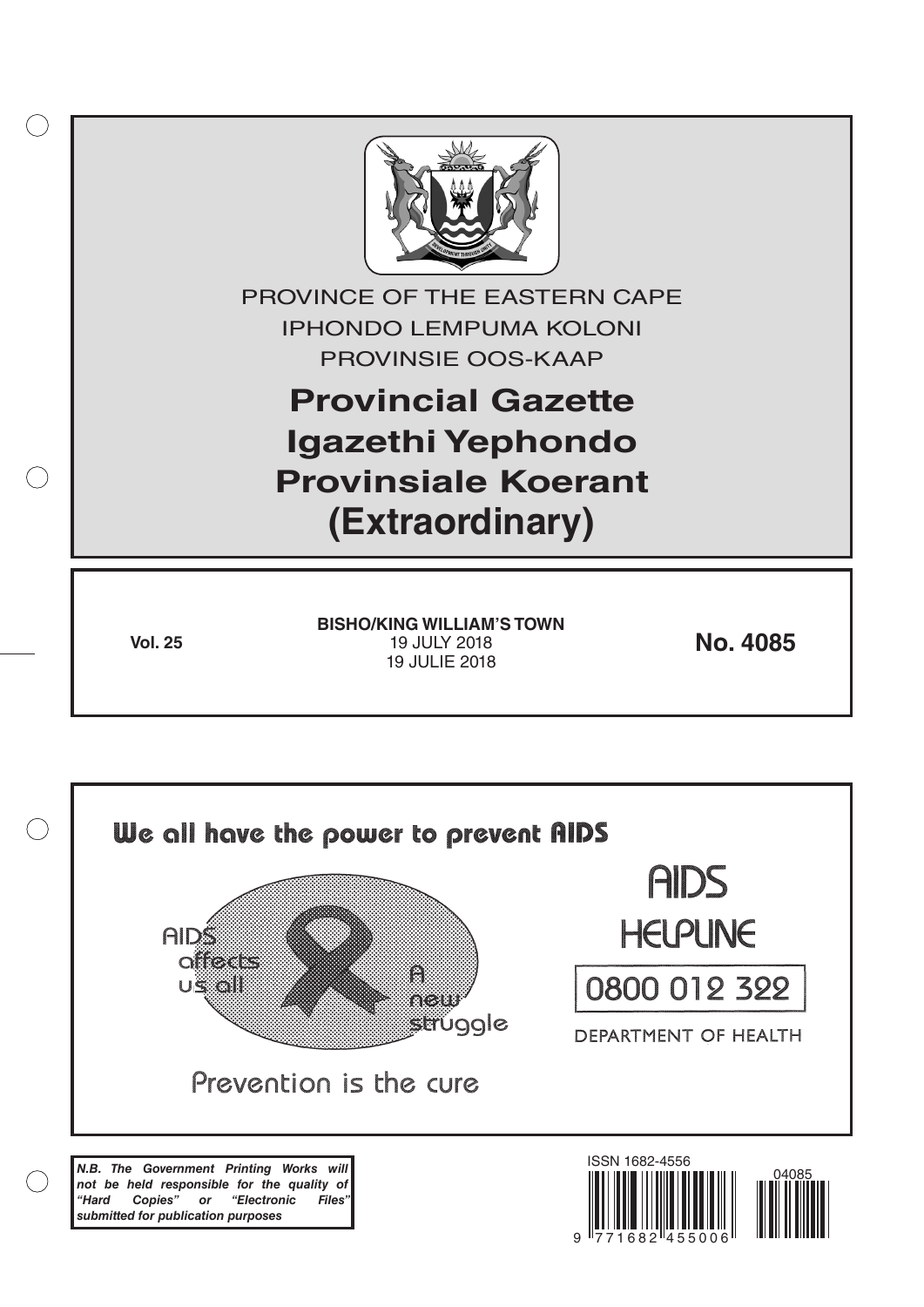PROVINCE OF THE EASTERN CAPE

IPHONDO LEMPUMA KOLONI

PROVINSIE OOS-KAAP

# Provincial Gazette
# Igazethi Yephondo
# Provinsiale Koerant
# (Extraordinary)

**Vol. 25**

**BISHO/KING WILLIAM'S TOWN**
19 JULY 2018
19 JULIE 2018

**No. 4085**

We all have the power to prevent AIDS

AIDS affects us all

A new struggle

Prevention is the cure

AIDS HELPLINE

0800 012 322

DEPARTMENT OF HEALTH

***N.B. The Government Printing Works will not be held responsible for the quality of "Hard Copies" or "Electronic Files" submitted for publication purposes***

ISSN 1682-4556

9 771682 455006

04085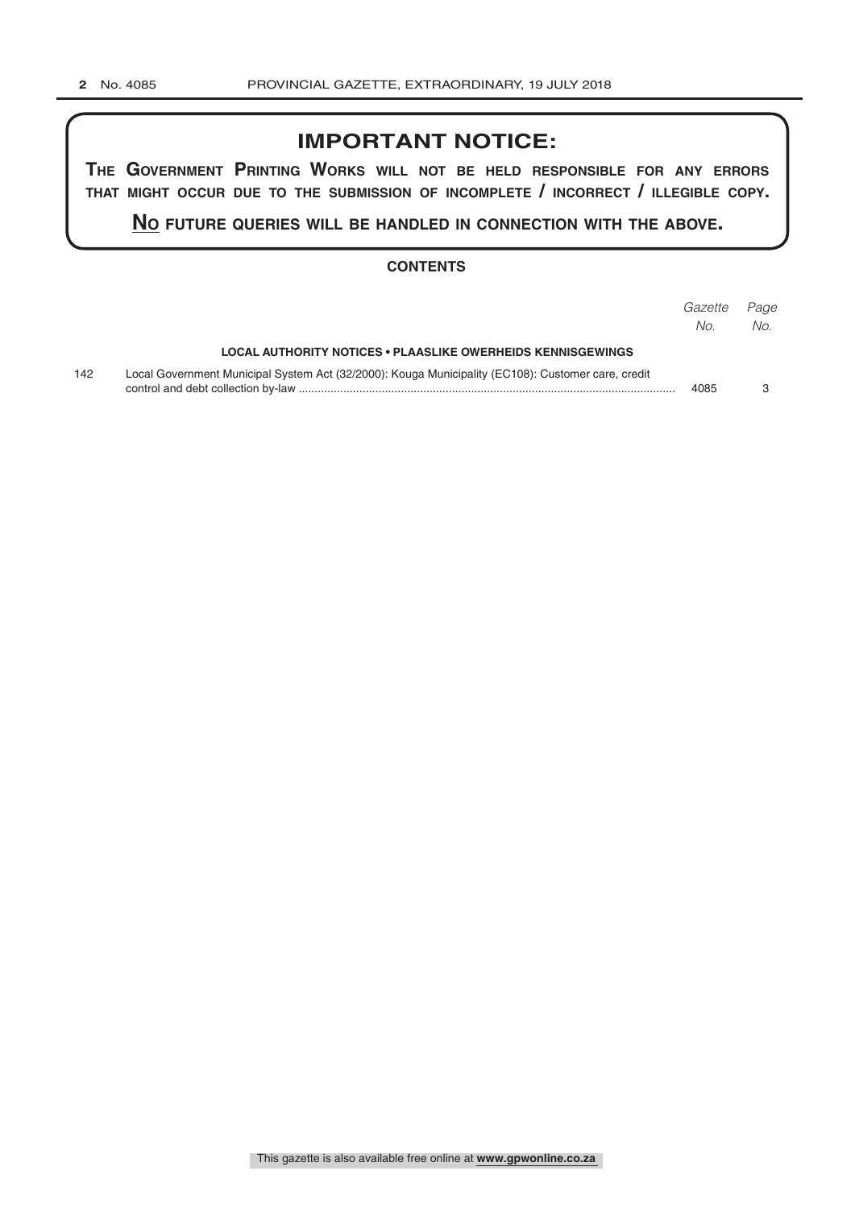# IMPORTANT NOTICE:

**THE GOVERNMENT PRINTING WORKS WILL NOT BE HELD RESPONSIBLE FOR ANY ERRORS THAT MIGHT OCCUR DUE TO THE SUBMISSION OF INCOMPLETE / INCORRECT / ILLEGIBLE COPY.**

**NO FUTURE QUERIES WILL BE HANDLED IN CONNECTION WITH THE ABOVE.**

## CONTENTS

| | | *Gazette No.* | *Page No.* |
|---|---|---|---|
| | **LOCAL AUTHORITY NOTICES • PLAASLIKE OWERHEIDS KENNISGEWINGS** | | |
| 142 | Local Government Municipal System Act (32/2000): Kouga Municipality (EC108): Customer care, credit control and debt collection by-law | 4085 | 3 |

This gazette is also available free online at **www.gpwonline.co.za**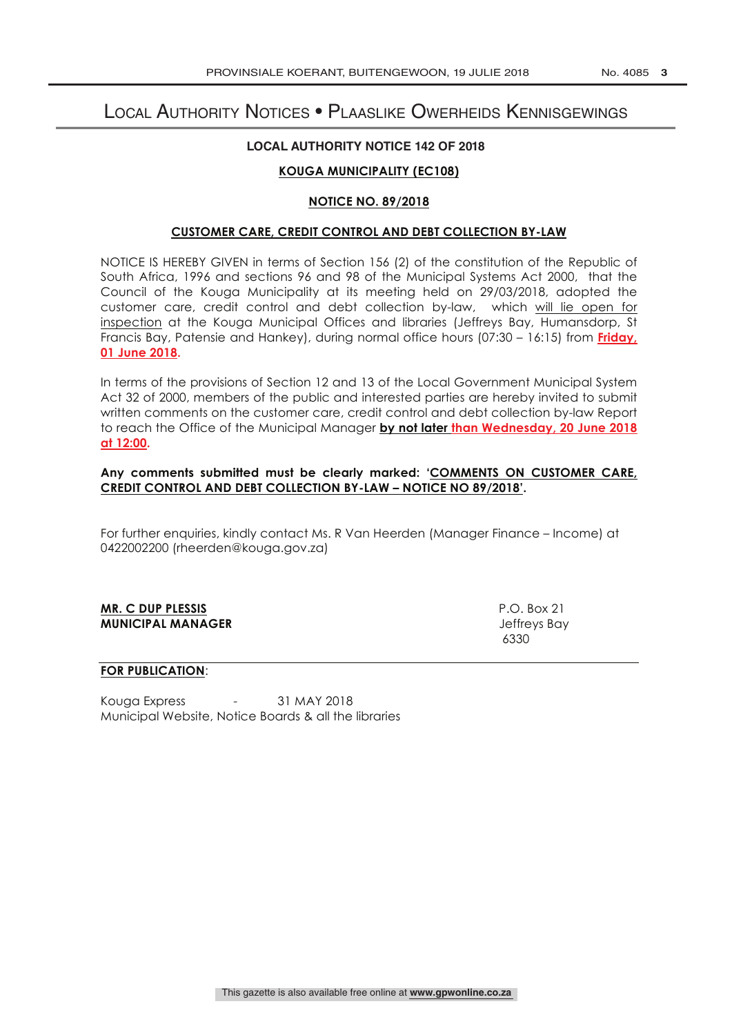# Local Authority Notices • Plaaslike Owerheids Kennisgewings

**LOCAL AUTHORITY NOTICE 142 OF 2018**

**KOUGA MUNICIPALITY (EC108)**

**NOTICE NO. 89/2018**

**CUSTOMER CARE, CREDIT CONTROL AND DEBT COLLECTION BY-LAW**

NOTICE IS HEREBY GIVEN in terms of Section 156 (2) of the constitution of the Republic of South Africa, 1996 and sections 96 and 98 of the Municipal Systems Act 2000, that the Council of the Kouga Municipality at its meeting held on 29/03/2018, adopted the customer care, credit control and debt collection by-law, which will lie open for inspection at the Kouga Municipal Offices and libraries (Jeffreys Bay, Humansdorp, St Francis Bay, Patensie and Hankey), during normal office hours (07:30 – 16:15) from **Friday, 01 June 2018**.

In terms of the provisions of Section 12 and 13 of the Local Government Municipal System Act 32 of 2000, members of the public and interested parties are hereby invited to submit written comments on the customer care, credit control and debt collection by-law Report to reach the Office of the Municipal Manager **by not later than Wednesday, 20 June 2018 at 12:00.**

**Any comments submitted must be clearly marked: 'COMMENTS ON CUSTOMER CARE, CREDIT CONTROL AND DEBT COLLECTION BY-LAW – NOTICE NO 89/2018'.**

For further enquiries, kindly contact Ms. R Van Heerden (Manager Finance – Income) at 0422002200 (rheerden@kouga.gov.za)

**MR. C DUP PLESSIS**
**MUNICIPAL MANAGER**

P.O. Box 21
Jeffreys Bay
6330

**FOR PUBLICATION**:

Kouga Express - 31 MAY 2018
Municipal Website, Notice Boards & all the libraries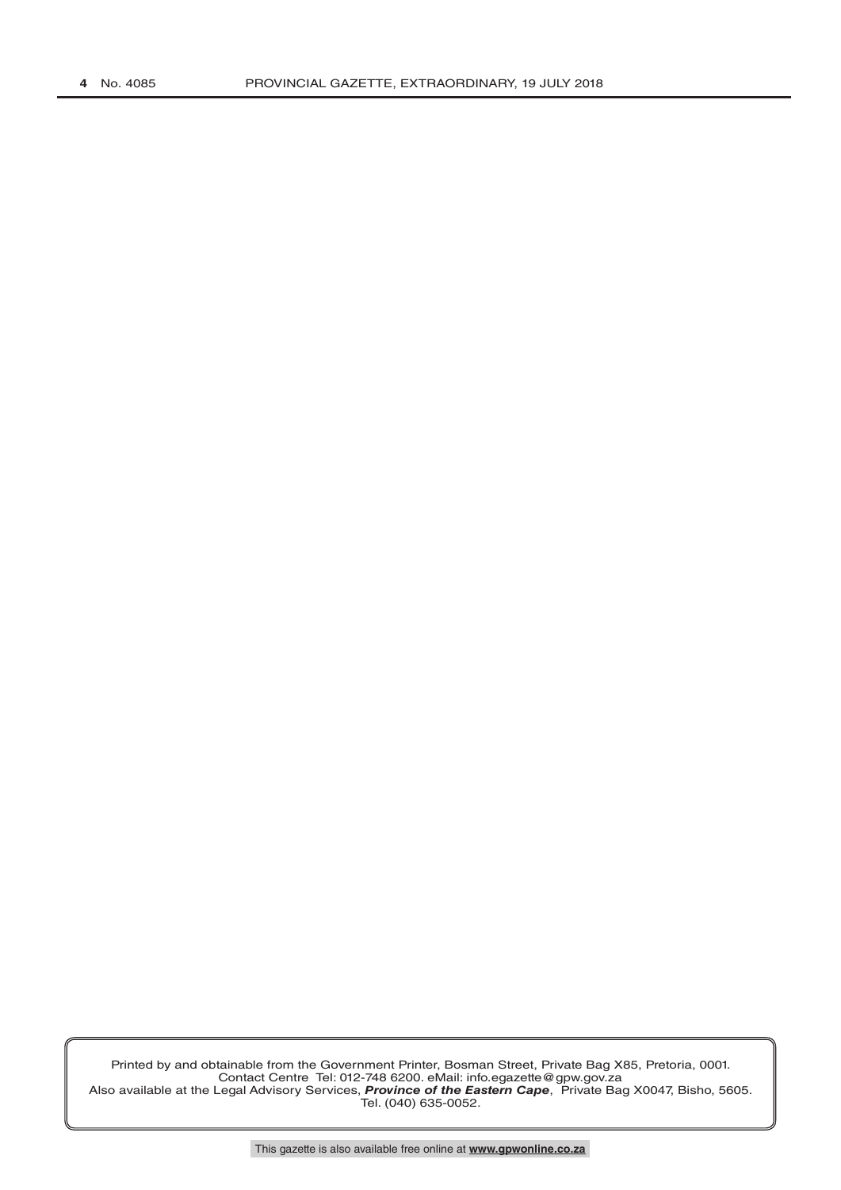Printed by and obtainable from the Government Printer, Bosman Street, Private Bag X85, Pretoria, 0001.
Contact Centre Tel: 012-748 6200. eMail: info.egazette@gpw.gov.za
Also available at the Legal Advisory Services, ***Province of the Eastern Cape***, Private Bag X0047, Bisho, 5605.
Tel. (040) 635-0052.

This gazette is also available free online at **www.gpwonline.co.za**